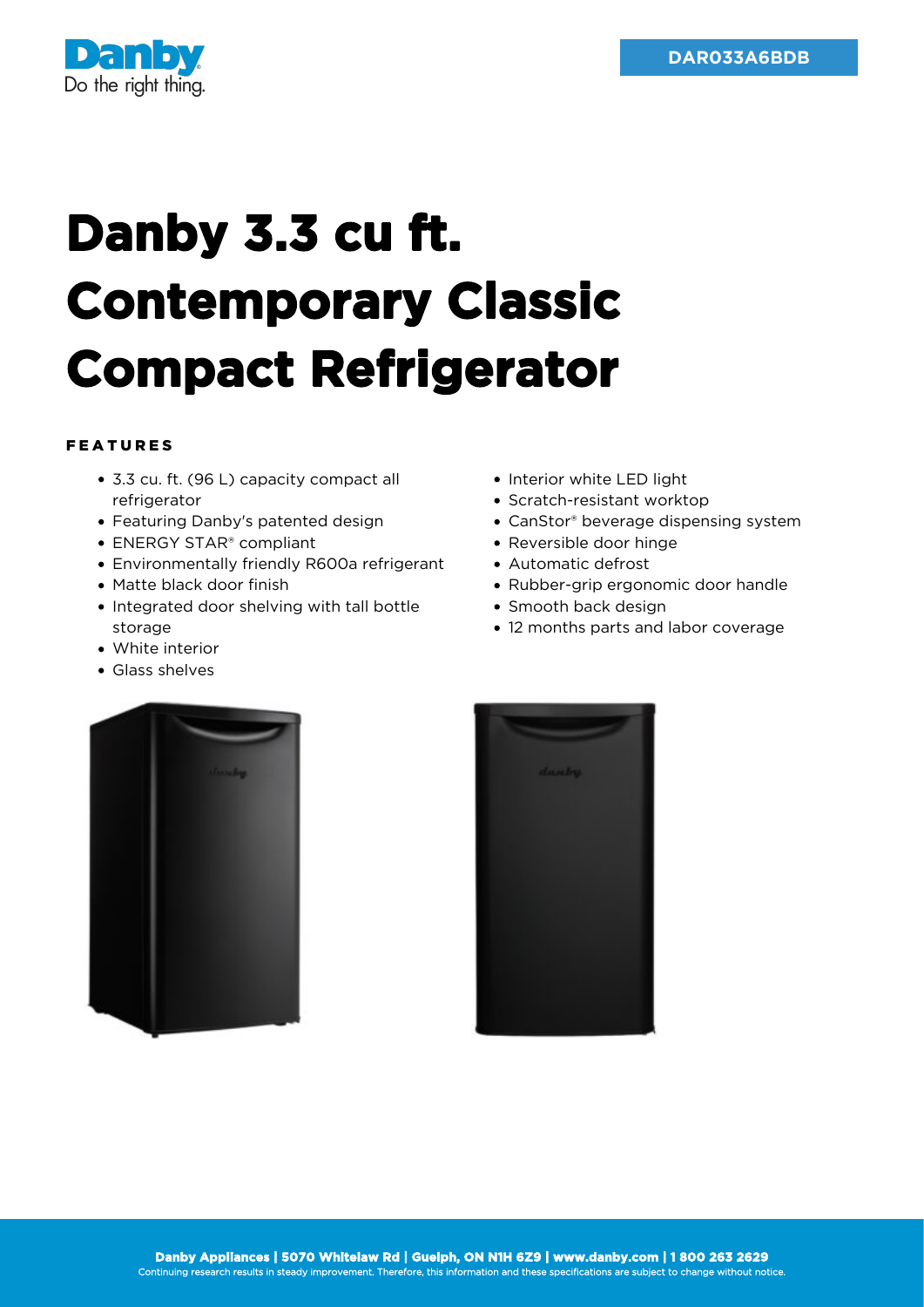Danby
Do the right thing.

DAR033A6BDB

# Danby 3.3 cu ft. Contemporary Classic Compact Refrigerator

## FEATURES

- 3.3 cu. ft. (96 L) capacity compact all refrigerator
- Featuring Danby's patented design
- ENERGY STAR® compliant
- Environmentally friendly R600a refrigerant
- Matte black door finish
- Integrated door shelving with tall bottle storage
- White interior
- Glass shelves
- Interior white LED light
- Scratch-resistant worktop
- CanStor® beverage dispensing system
- Reversible door hinge
- Automatic defrost
- Rubber-grip ergonomic door handle
- Smooth back design
- 12 months parts and labor coverage

**Danby Appliances | 5070 Whitelaw Rd | Guelph, ON N1H 6Z9 | www.danby.com | 1 800 263 2629**
Continuing research results in steady improvement. Therefore, this information and these specifications are subject to change without notice.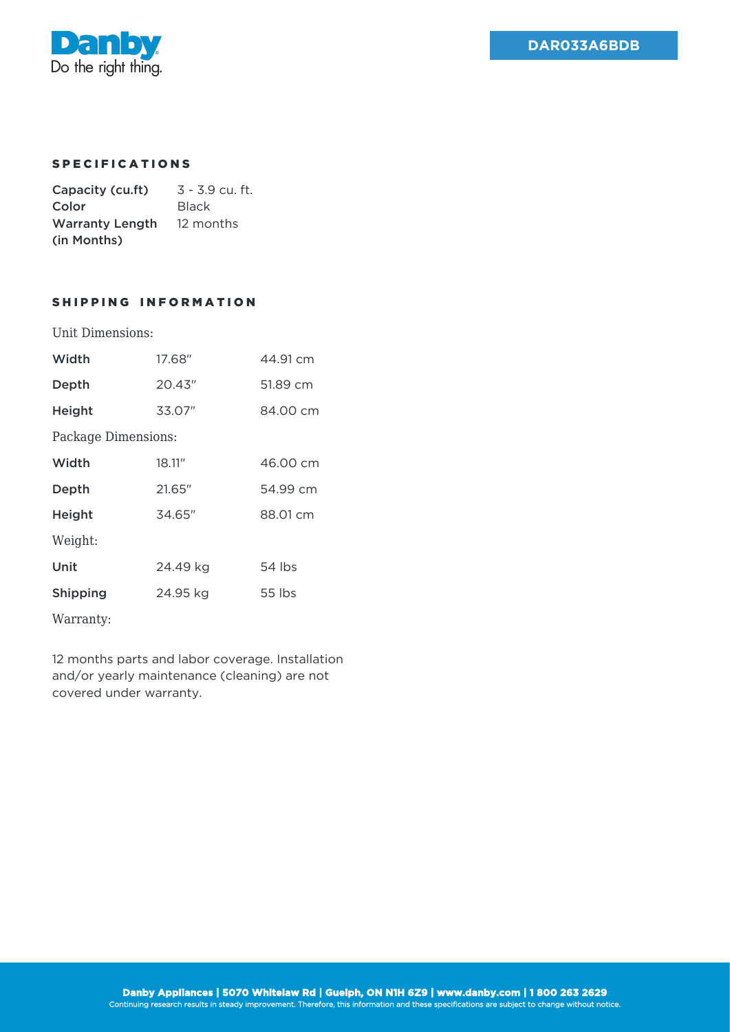## SPECIFICATIONS

| | |
|---|---|
| **Capacity (cu.ft)** | 3 - 3.9 cu. ft. |
| **Color** | Black |
| **Warranty Length (in Months)** | 12 months |

## SHIPPING INFORMATION

Unit Dimensions:

| | | |
|---|---|---|
| **Width** | 17.68" | 44.91 cm |
| **Depth** | 20.43" | 51.89 cm |
| **Height** | 33.07" | 84.00 cm |

Package Dimensions:

| | | |
|---|---|---|
| **Width** | 18.11" | 46.00 cm |
| **Depth** | 21.65" | 54.99 cm |
| **Height** | 34.65" | 88.01 cm |

Weight:

| | | |
|---|---|---|
| **Unit** | 24.49 kg | 54 lbs |
| **Shipping** | 24.95 kg | 55 lbs |

Warranty:

12 months parts and labor coverage. Installation and/or yearly maintenance (cleaning) are not covered under warranty.